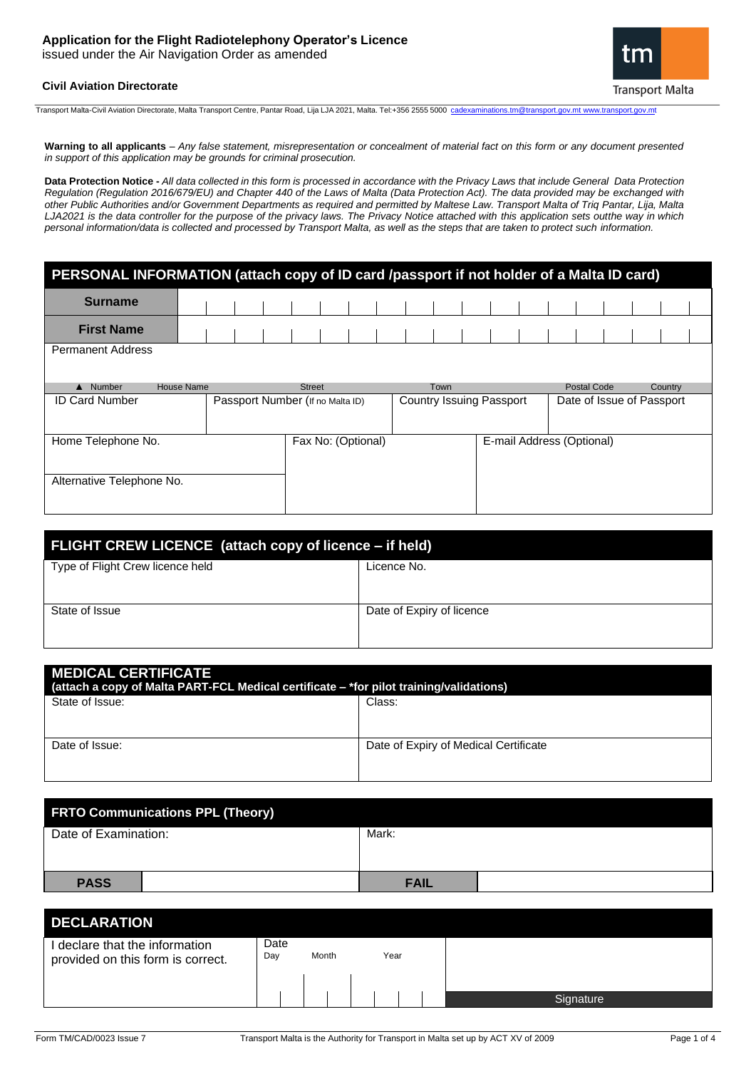# Application for the Flight Radiotelephony Operator's Licence

issued under the Air Navigation Order as amended

**Civil Aviation Directorate**

Transport Malta

Transport Malta-Civil Aviation Directorate, Malta Transport Centre, Pantar Road, Lija LJA 2021, Malta. Tel:+356 2555 5000 cadexaminations.tm@transport.gov.mt www.transport.gov.mt

**Warning to all applicants** – *Any false statement, misrepresentation or concealment of material fact on this form or any document presented in support of this application may be grounds for criminal prosecution.*

**Data Protection Notice -** *All data collected in this form is processed in accordance with the Privacy Laws that include General Data Protection Regulation (Regulation 2016/679/EU) and Chapter 440 of the Laws of Malta (Data Protection Act). The data provided may be exchanged with other Public Authorities and/or Government Departments as required and permitted by Maltese Law. Transport Malta of Triq Pantar, Lija, Malta LJA2021 is the data controller for the purpose of the privacy laws. The Privacy Notice attached with this application sets outthe way in which personal information/data is collected and processed by Transport Malta, as well as the steps that are taken to protect such information.*

## PERSONAL INFORMATION (attach copy of ID card /passport if not holder of a Malta ID card)

| | |
|---|---|
| **Surname** | |
| **First Name** | |

Permanent Address

| ▲ Number | House Name | Street | Town | Postal Code | Country |
|---|---|---|---|---|---|
| | | | | | |

| ID Card Number | Passport Number (If no Malta ID) | Country Issuing Passport | Date of Issue of Passport |
|---|---|---|---|
| | | | |

| Home Telephone No. | Fax No: (Optional) | E-mail Address (Optional) |
|---|---|---|
| Alternative Telephone No. | | |

## FLIGHT CREW LICENCE (attach copy of licence – if held)

| | |
|---|---|
| Type of Flight Crew licence held | Licence No. |
| State of Issue | Date of Expiry of licence |

## MEDICAL CERTIFICATE
**(attach a copy of Malta PART-FCL Medical certificate – *for pilot training/validations)**

| | |
|---|---|
| State of Issue: | Class: |
| Date of Issue: | Date of Expiry of Medical Certificate |

## FRTO Communications PPL (Theory)

| | | | |
|---|---|---|---|
| Date of Examination: | | Mark: | |
| **PASS** | | **FAIL** | |

## DECLARATION

| | | |
|---|---|---|
| I declare that the information provided on this form is correct. | Date<br>Day Month Year | Signature |

Form TM/CAD/0023 Issue 7

Transport Malta is the Authority for Transport in Malta set up by ACT XV of 2009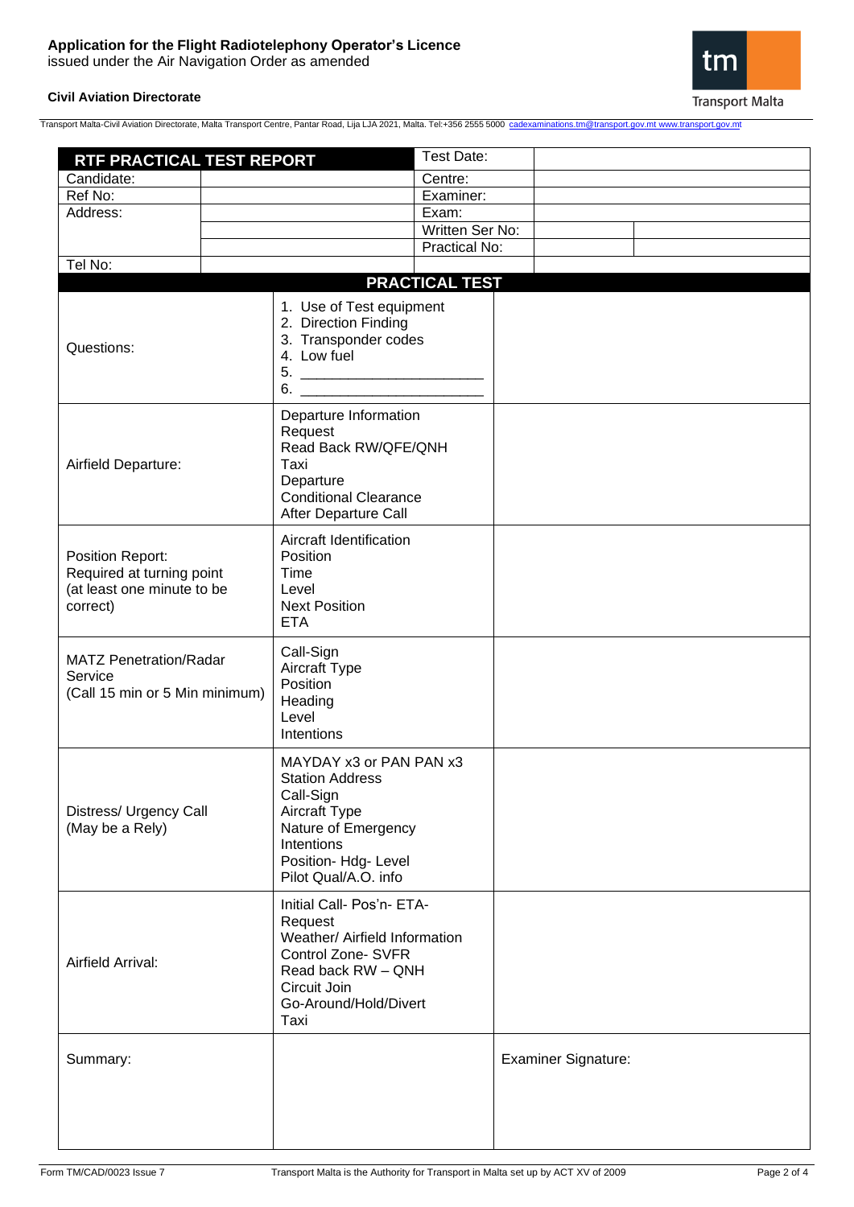**Application for the Flight Radiotelephony Operator's Licence**
issued under the Air Navigation Order as amended

**Civil Aviation Directorate**

Transport Malta-Civil Aviation Directorate, Malta Transport Centre, Pantar Road, Lija LJA 2021, Malta. Tel:+356 2555 5000 cadexaminations.tm@transport.gov.mt www.transport.gov.mt

| **RTF PRACTICAL TEST REPORT** | | Test Date: | | |
|---|---|---|---|---|
| Candidate: | | Centre: | | |
| Ref No: | | Examiner: | | |
| Address: | | Exam: | | |
| | | Written Ser No: | | |
| | | Practical No: | | |
| Tel No: | | | | |

| **PRACTICAL TEST** | | |
|---|---|---|
| Questions: | 1. Use of Test equipment<br>2. Direction Finding<br>3. Transponder codes<br>4. Low fuel<br>5. ______________________<br>6. ______________________ | |
| Airfield Departure: | Departure Information<br>Request<br>Read Back RW/QFE/QNH<br>Taxi<br>Departure<br>Conditional Clearance<br>After Departure Call | |
| Position Report:<br>Required at turning point<br>(at least one minute to be correct) | Aircraft Identification<br>Position<br>Time<br>Level<br>Next Position<br>ETA | |
| MATZ Penetration/Radar Service<br>(Call 15 min or 5 Min minimum) | Call-Sign<br>Aircraft Type<br>Position<br>Heading<br>Level<br>Intentions | |
| Distress/ Urgency Call<br>(May be a Rely) | MAYDAY x3 or PAN PAN x3<br>Station Address<br>Call-Sign<br>Aircraft Type<br>Nature of Emergency<br>Intentions<br>Position- Hdg- Level<br>Pilot Qual/A.O. info | |
| Airfield Arrival: | Initial Call- Pos'n- ETA-<br>Request<br>Weather/ Airfield Information<br>Control Zone- SVFR<br>Read back RW – QNH<br>Circuit Join<br>Go-Around/Hold/Divert<br>Taxi | |
| Summary: | | Examiner Signature: |

Form TM/CAD/0023 Issue 7 — Transport Malta is the Authority for Transport in Malta set up by ACT XV of 2009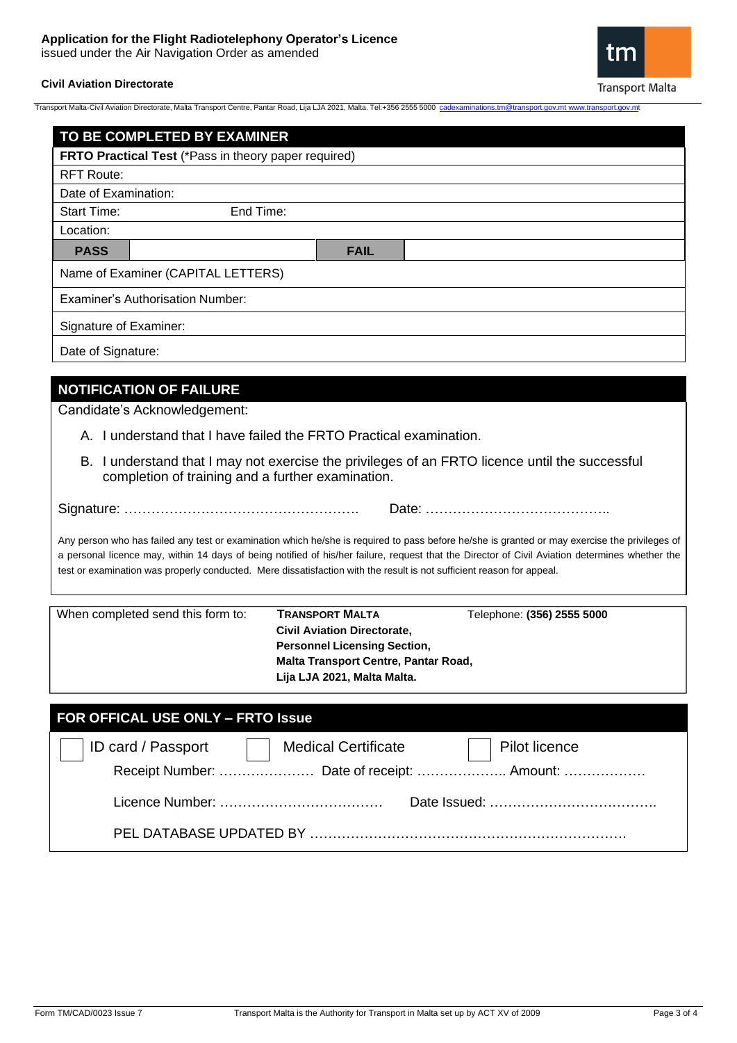**Application for the Flight Radiotelephony Operator's Licence**
issued under the Air Navigation Order as amended

**Civil Aviation Directorate**

Transport Malta-Civil Aviation Directorate, Malta Transport Centre, Pantar Road, Lija LJA 2021, Malta. Tel:+356 2555 5000 cadexaminations.tm@transport.gov.mt www.transport.gov.mt

## TO BE COMPLETED BY EXAMINER

| **FRTO Practical Test** (*Pass in theory paper required) | | | |
|---|---|---|---|
| RFT Route: | | | |
| Date of Examination: | | | |
| Start Time: | End Time: | | |
| Location: | | | |
| **PASS** | | **FAIL** | |
| Name of Examiner (CAPITAL LETTERS) | | | |
| Examiner's Authorisation Number: | | | |
| Signature of Examiner: | | | |
| Date of Signature: | | | |

## NOTIFICATION OF FAILURE

Candidate's Acknowledgement:

A. I understand that I have failed the FRTO Practical examination.

B. I understand that I may not exercise the privileges of an FRTO licence until the successful completion of training and a further examination.

Signature: ……………………………………………. Date: …………………………………..

Any person who has failed any test or examination which he/she is required to pass before he/she is granted or may exercise the privileges of a personal licence may, within 14 days of being notified of his/her failure, request that the Director of Civil Aviation determines whether the test or examination was properly conducted. Mere dissatisfaction with the result is not sufficient reason for appeal.

| When completed send this form to: | **TRANSPORT MALTA**<br>**Civil Aviation Directorate,**<br>**Personnel Licensing Section,**<br>**Malta Transport Centre, Pantar Road,**<br>**Lija LJA 2021, Malta Malta.** | Telephone: **(356) 2555 5000** |
|---|---|---|

## FOR OFFICAL USE ONLY – FRTO Issue

☐ ID card / Passport ☐ Medical Certificate ☐ Pilot licence

Receipt Number: ………………… Date of receipt: ……………….. Amount: ………………

Licence Number: ……………………………… Date Issued: ……………………………….

PEL DATABASE UPDATED BY ……………………………………………………………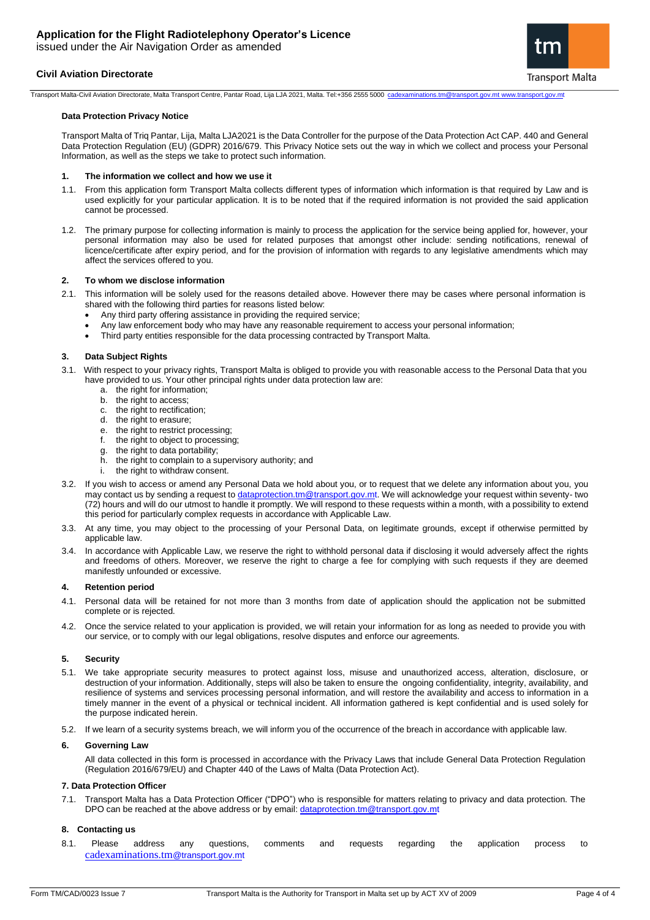## Data Protection Privacy Notice

Transport Malta of Triq Pantar, Lija, Malta LJA2021 is the Data Controller for the purpose of the Data Protection Act CAP. 440 and General Data Protection Regulation (EU) (GDPR) 2016/679. This Privacy Notice sets out the way in which we collect and process your Personal Information, as well as the steps we take to protect such information.

### 1. The information we collect and how we use it

1.1. From this application form Transport Malta collects different types of information which information is that required by Law and is used explicitly for your particular application. It is to be noted that if the required information is not provided the said application cannot be processed.

1.2. The primary purpose for collecting information is mainly to process the application for the service being applied for, however, your personal information may also be used for related purposes that amongst other include: sending notifications, renewal of licence/certificate after expiry period, and for the provision of information with regards to any legislative amendments which may affect the services offered to you.

### 2. To whom we disclose information

2.1. This information will be solely used for the reasons detailed above. However there may be cases where personal information is shared with the following third parties for reasons listed below:

- Any third party offering assistance in providing the required service;
- Any law enforcement body who may have any reasonable requirement to access your personal information;
- Third party entities responsible for the data processing contracted by Transport Malta.

### 3. Data Subject Rights

3.1. With respect to your privacy rights, Transport Malta is obliged to provide you with reasonable access to the Personal Data that you have provided to us. Your other principal rights under data protection law are:

a. the right for information;
b. the right to access;
c. the right to rectification;
d. the right to erasure;
e. the right to restrict processing;
f. the right to object to processing;
g. the right to data portability;
h. the right to complain to a supervisory authority; and
i. the right to withdraw consent.

3.2. If you wish to access or amend any Personal Data we hold about you, or to request that we delete any information about you, you may contact us by sending a request to dataprotection.tm@transport.gov.mt. We will acknowledge your request within seventy- two (72) hours and will do our utmost to handle it promptly. We will respond to these requests within a month, with a possibility to extend this period for particularly complex requests in accordance with Applicable Law.

3.3. At any time, you may object to the processing of your Personal Data, on legitimate grounds, except if otherwise permitted by applicable law.

3.4. In accordance with Applicable Law, we reserve the right to withhold personal data if disclosing it would adversely affect the rights and freedoms of others. Moreover, we reserve the right to charge a fee for complying with such requests if they are deemed manifestly unfounded or excessive.

### 4. Retention period

4.1. Personal data will be retained for not more than 3 months from date of application should the application not be submitted complete or is rejected.

4.2. Once the service related to your application is provided, we will retain your information for as long as needed to provide you with our service, or to comply with our legal obligations, resolve disputes and enforce our agreements.

### 5. Security

5.1. We take appropriate security measures to protect against loss, misuse and unauthorized access, alteration, disclosure, or destruction of your information. Additionally, steps will also be taken to ensure the ongoing confidentiality, integrity, availability, and resilience of systems and services processing personal information, and will restore the availability and access to information in a timely manner in the event of a physical or technical incident. All information gathered is kept confidential and is used solely for the purpose indicated herein.

5.2. If we learn of a security systems breach, we will inform you of the occurrence of the breach in accordance with applicable law.

### 6. Governing Law

All data collected in this form is processed in accordance with the Privacy Laws that include General Data Protection Regulation (Regulation 2016/679/EU) and Chapter 440 of the Laws of Malta (Data Protection Act).

### 7. Data Protection Officer

7.1. Transport Malta has a Data Protection Officer ("DPO") who is responsible for matters relating to privacy and data protection. The DPO can be reached at the above address or by email: dataprotection.tm@transport.gov.mt

### 8. Contacting us

8.1. Please address any questions, comments and requests regarding the application process to cadexaminations.tm@transport.gov.mt